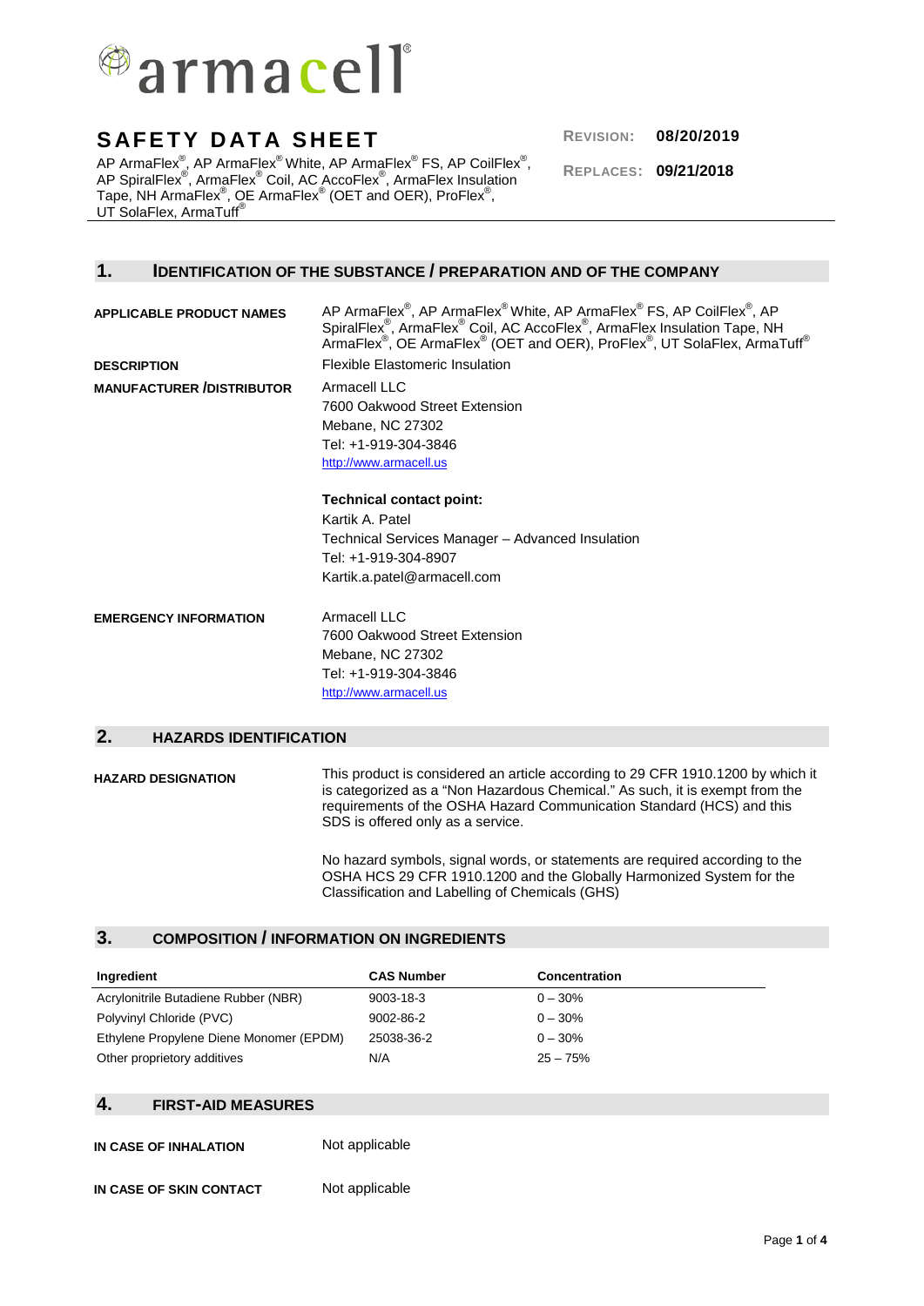armacell®

# SAFETY DATA SHEET

AP ArmaFlex®, AP ArmaFlex® White, AP ArmaFlex® FS, AP CoilFlex®, AP SpiralFlex®, ArmaFlex® Coil, AC AccoFlex®, ArmaFlex Insulation Tape, NH ArmaFlex®, OE ArmaFlex® (OET and OER), ProFlex®, UT SolaFlex, ArmaTuff®

**REVISION:** **08/20/2019**

**REPLACES:** **09/21/2018**

## 1. IDENTIFICATION OF THE SUBSTANCE / PREPARATION AND OF THE COMPANY

**APPLICABLE PRODUCT NAMES**
AP ArmaFlex®, AP ArmaFlex® White, AP ArmaFlex® FS, AP CoilFlex®, AP SpiralFlex®, ArmaFlex® Coil, AC AccoFlex®, ArmaFlex Insulation Tape, NH ArmaFlex®, OE ArmaFlex® (OET and OER), ProFlex®, UT SolaFlex, ArmaTuff®

**DESCRIPTION**
Flexible Elastomeric Insulation

**MANUFACTURER /DISTRIBUTOR**
Armacell LLC
7600 Oakwood Street Extension
Mebane, NC 27302
Tel: +1-919-304-3846
http://www.armacell.us

**Technical contact point:**
Kartik A. Patel
Technical Services Manager – Advanced Insulation
Tel: +1-919-304-8907
Kartik.a.patel@armacell.com

**EMERGENCY INFORMATION**
Armacell LLC
7600 Oakwood Street Extension
Mebane, NC 27302
Tel: +1-919-304-3846
http://www.armacell.us

## 2. HAZARDS IDENTIFICATION

**HAZARD DESIGNATION**
This product is considered an article according to 29 CFR 1910.1200 by which it is categorized as a "Non Hazardous Chemical." As such, it is exempt from the requirements of the OSHA Hazard Communication Standard (HCS) and this SDS is offered only as a service.

No hazard symbols, signal words, or statements are required according to the OSHA HCS 29 CFR 1910.1200 and the Globally Harmonized System for the Classification and Labelling of Chemicals (GHS)

## 3. COMPOSITION / INFORMATION ON INGREDIENTS

| Ingredient | CAS Number | Concentration |
|---|---|---|
| Acrylonitrile Butadiene Rubber (NBR) | 9003-18-3 | 0 – 30% |
| Polyvinyl Chloride (PVC) | 9002-86-2 | 0 – 30% |
| Ethylene Propylene Diene Monomer (EPDM) | 25038-36-2 | 0 – 30% |
| Other proprietory additives | N/A | 25 – 75% |

## 4. FIRST-AID MEASURES

**IN CASE OF INHALATION**
Not applicable

**IN CASE OF SKIN CONTACT**
Not applicable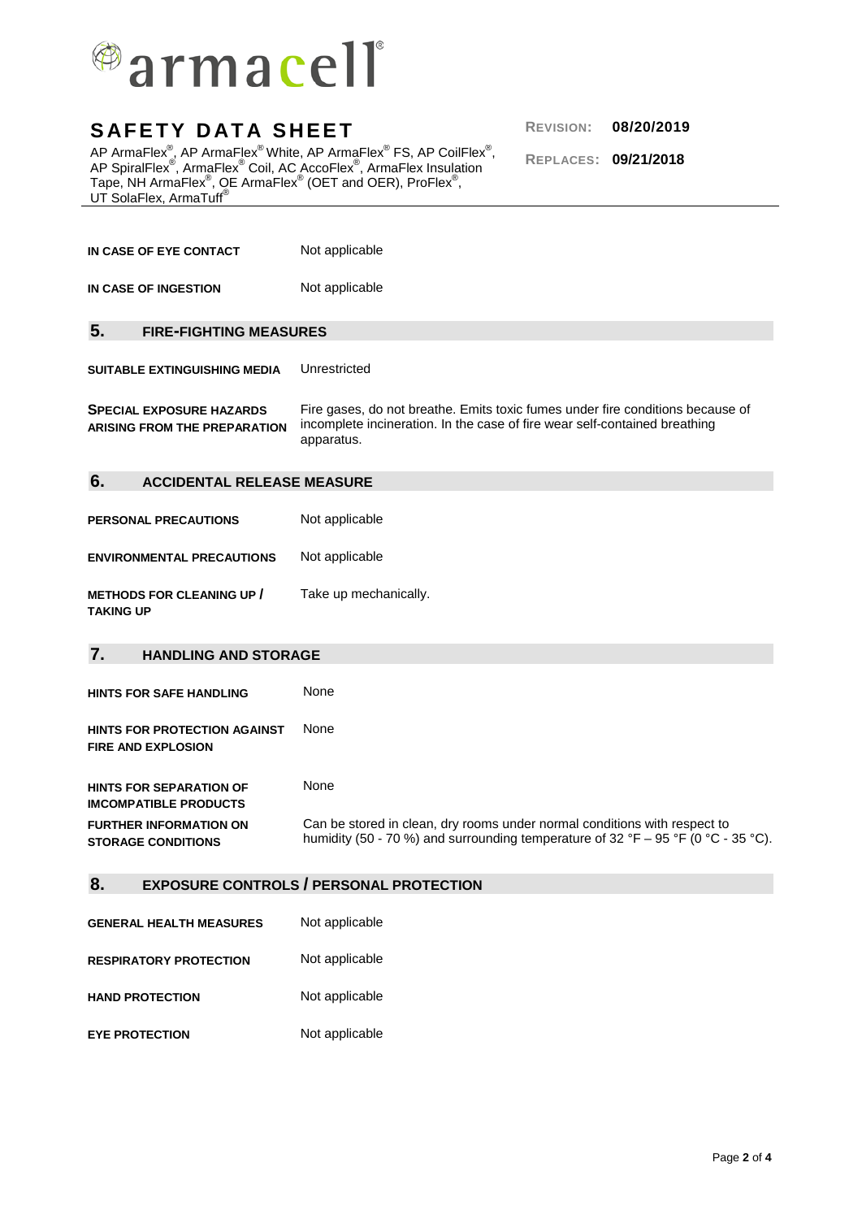| | |
|---|---|
| **IN CASE OF EYE CONTACT** | Not applicable |
| **IN CASE OF INGESTION** | Not applicable |

## 5. FIRE-FIGHTING MEASURES

| | |
|---|---|
| **SUITABLE EXTINGUISHING MEDIA** | Unrestricted |
| **SPECIAL EXPOSURE HAZARDS ARISING FROM THE PREPARATION** | Fire gases, do not breathe. Emits toxic fumes under fire conditions because of incomplete incineration. In the case of fire wear self-contained breathing apparatus. |

## 6. ACCIDENTAL RELEASE MEASURE

| | |
|---|---|
| **PERSONAL PRECAUTIONS** | Not applicable |
| **ENVIRONMENTAL PRECAUTIONS** | Not applicable |
| **METHODS FOR CLEANING UP / TAKING UP** | Take up mechanically. |

## 7. HANDLING AND STORAGE

| | |
|---|---|
| **HINTS FOR SAFE HANDLING** | None |
| **HINTS FOR PROTECTION AGAINST FIRE AND EXPLOSION** | None |
| **HINTS FOR SEPARATION OF IMCOMPATIBLE PRODUCTS** | None |
| **FURTHER INFORMATION ON STORAGE CONDITIONS** | Can be stored in clean, dry rooms under normal conditions with respect to humidity (50 - 70 %) and surrounding temperature of 32 °F – 95 °F (0 °C - 35 °C). |

## 8. EXPOSURE CONTROLS / PERSONAL PROTECTION

| | |
|---|---|
| **GENERAL HEALTH MEASURES** | Not applicable |
| **RESPIRATORY PROTECTION** | Not applicable |
| **HAND PROTECTION** | Not applicable |
| **EYE PROTECTION** | Not applicable |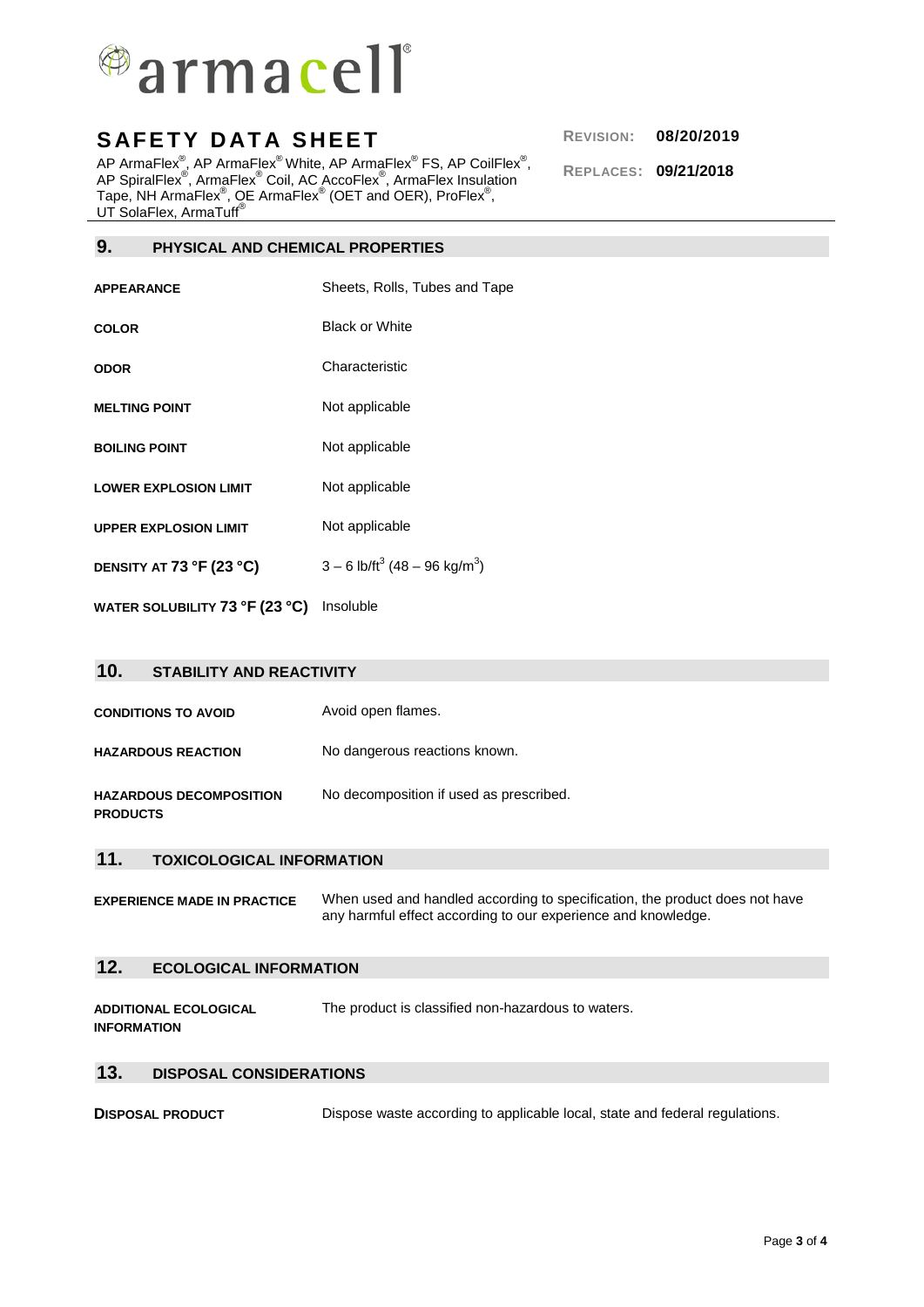# SAFETY DATA SHEET

AP ArmaFlex®, AP ArmaFlex® White, AP ArmaFlex® FS, AP CoilFlex®, AP SpiralFlex®, ArmaFlex® Coil, AC AccoFlex®, ArmaFlex Insulation Tape, NH ArmaFlex®, OE ArmaFlex® (OET and OER), ProFlex®, UT SolaFlex, ArmaTuff®

**REVISION:** **08/20/2019**

**REPLACES:** **09/21/2018**

## 9. PHYSICAL AND CHEMICAL PROPERTIES

| | |
|---|---|
| **APPEARANCE** | Sheets, Rolls, Tubes and Tape |
| **COLOR** | Black or White |
| **ODOR** | Characteristic |
| **MELTING POINT** | Not applicable |
| **BOILING POINT** | Not applicable |
| **LOWER EXPLOSION LIMIT** | Not applicable |
| **UPPER EXPLOSION LIMIT** | Not applicable |
| **DENSITY AT 73 °F (23 °C)** | 3 – 6 lb/ft$^3$ (48 – 96 kg/m$^3$) |
| **WATER SOLUBILITY 73 °F (23 °C)** | Insoluble |

## 10. STABILITY AND REACTIVITY

| | |
|---|---|
| **CONDITIONS TO AVOID** | Avoid open flames. |
| **HAZARDOUS REACTION** | No dangerous reactions known. |
| **HAZARDOUS DECOMPOSITION PRODUCTS** | No decomposition if used as prescribed. |

## 11. TOXICOLOGICAL INFORMATION

| | |
|---|---|
| **EXPERIENCE MADE IN PRACTICE** | When used and handled according to specification, the product does not have any harmful effect according to our experience and knowledge. |

## 12. ECOLOGICAL INFORMATION

| | |
|---|---|
| **ADDITIONAL ECOLOGICAL INFORMATION** | The product is classified non-hazardous to waters. |

## 13. DISPOSAL CONSIDERATIONS

| | |
|---|---|
| **DISPOSAL PRODUCT** | Dispose waste according to applicable local, state and federal regulations. |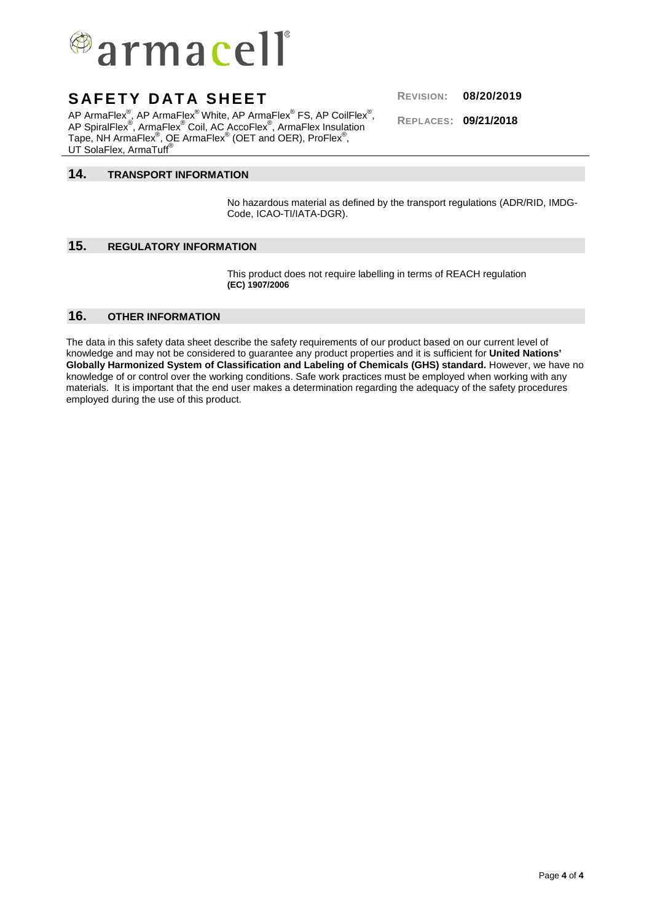## 14. TRANSPORT INFORMATION

No hazardous material as defined by the transport regulations (ADR/RID, IMDG-Code, ICAO-TI/IATA-DGR).

## 15. REGULATORY INFORMATION

This product does not require labelling in terms of REACH regulation **(EC) 1907/2006**

## 16. OTHER INFORMATION

The data in this safety data sheet describe the safety requirements of our product based on our current level of knowledge and may not be considered to guarantee any product properties and it is sufficient for **United Nations' Globally Harmonized System of Classification and Labeling of Chemicals (GHS) standard.** However, we have no knowledge of or control over the working conditions. Safe work practices must be employed when working with any materials. It is important that the end user makes a determination regarding the adequacy of the safety procedures employed during the use of this product.